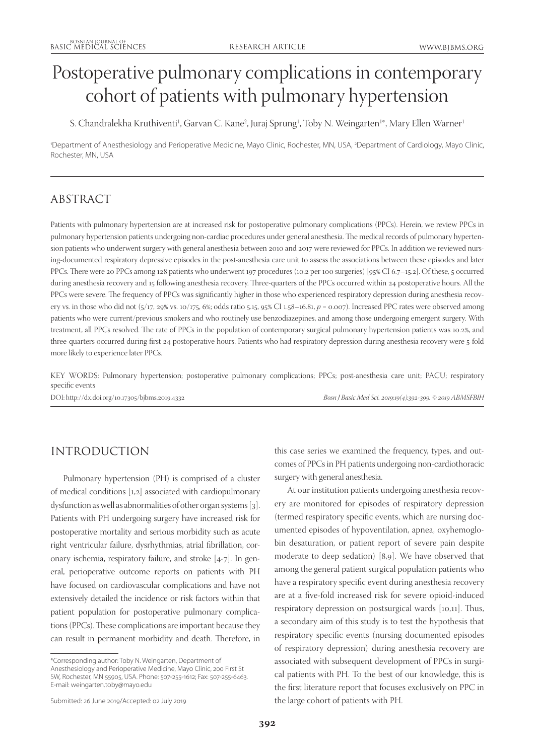# Postoperative pulmonary complications in contemporary cohort of patients with pulmonary hypertension

S. Chandralekha Kruthiventi[1], Garvan C. Kane[2], Juraj Sprung[1], Toby N. Weingarten[1*], Mary Ellen Warner[1]

[1]Department of Anesthesiology and Perioperative Medicine, Mayo Clinic, Rochester, MN, USA, [2]Department of Cardiology, Mayo Clinic, Rochester, MN, USA

## ABSTRACT

Patients with pulmonary hypertension are at increased risk for postoperative pulmonary complications (PPCs). Herein, we review PPCs in pulmonary hypertension patients undergoing non-cardiac procedures under general anesthesia. The medical records of pulmonary hypertension patients who underwent surgery with general anesthesia between 2010 and 2017 were reviewed for PPCs. In addition we reviewed nursing-documented respiratory depressive episodes in the post-anesthesia care unit to assess the associations between these episodes and later PPCs. There were 20 PPCs among 128 patients who underwent 197 procedures (10.2 per 100 surgeries) [95% CI 6.7–15.2]. Of these, 5 occurred during anesthesia recovery and 15 following anesthesia recovery. Three-quarters of the PPCs occurred within 24 postoperative hours. All the PPCs were severe. The frequency of PPCs was significantly higher in those who experienced respiratory depression during anesthesia recovery vs. in those who did not (5/17, 29% vs. 10/175, 6%; odds ratio 5.15, 95% CI 1.58–16.81, $p = 0.007$). Increased PPC rates were observed among patients who were current/previous smokers and who routinely use benzodiazepines, and among those undergoing emergent surgery. With treatment, all PPCs resolved. The rate of PPCs in the population of contemporary surgical pulmonary hypertension patients was 10.2%, and three-quarters occurred during first 24 postoperative hours. Patients who had respiratory depression during anesthesia recovery were 5-fold more likely to experience later PPCs.

KEY WORDS: Pulmonary hypertension; postoperative pulmonary complications; PPCs; post-anesthesia care unit; PACU; respiratory specific events

DOI: http://dx.doi.org/10.17305/bjbms.2019.4332

*Bosn J Basic Med Sci. 2019;19(4):392-399. © 2019 ABMSFBIH*

## INTRODUCTION

Pulmonary hypertension (PH) is comprised of a cluster of medical conditions [1,2] associated with cardiopulmonary dysfunction as well as abnormalities of other organ systems [3]. Patients with PH undergoing surgery have increased risk for postoperative mortality and serious morbidity such as acute right ventricular failure, dysrhythmias, atrial fibrillation, coronary ischemia, respiratory failure, and stroke [4-7]. In general, perioperative outcome reports on patients with PH have focused on cardiovascular complications and have not extensively detailed the incidence or risk factors within that patient population for postoperative pulmonary complications (PPCs). These complications are important because they can result in permanent morbidity and death. Therefore, in this case series we examined the frequency, types, and outcomes of PPCs in PH patients undergoing non-cardiothoracic surgery with general anesthesia.

At our institution patients undergoing anesthesia recovery are monitored for episodes of respiratory depression (termed respiratory specific events, which are nursing documented episodes of hypoventilation, apnea, oxyhemoglobin desaturation, or patient report of severe pain despite moderate to deep sedation) [8,9]. We have observed that among the general patient surgical population patients who have a respiratory specific event during anesthesia recovery are at a five-fold increased risk for severe opioid-induced respiratory depression on postsurgical wards [10,11]. Thus, a secondary aim of this study is to test the hypothesis that respiratory specific events (nursing documented episodes of respiratory depression) during anesthesia recovery are associated with subsequent development of PPCs in surgical patients with PH. To the best of our knowledge, this is the first literature report that focuses exclusively on PPC in the large cohort of patients with PH.

*Corresponding author: Toby N. Weingarten, Department of Anesthesiology and Perioperative Medicine, Mayo Clinic, 200 First St SW, Rochester, MN 55905, USA. Phone: 507-255-1612; Fax: 507-255-6463. E-mail: weingarten.toby@mayo.edu

Submitted: 26 June 2019/Accepted: 02 July 2019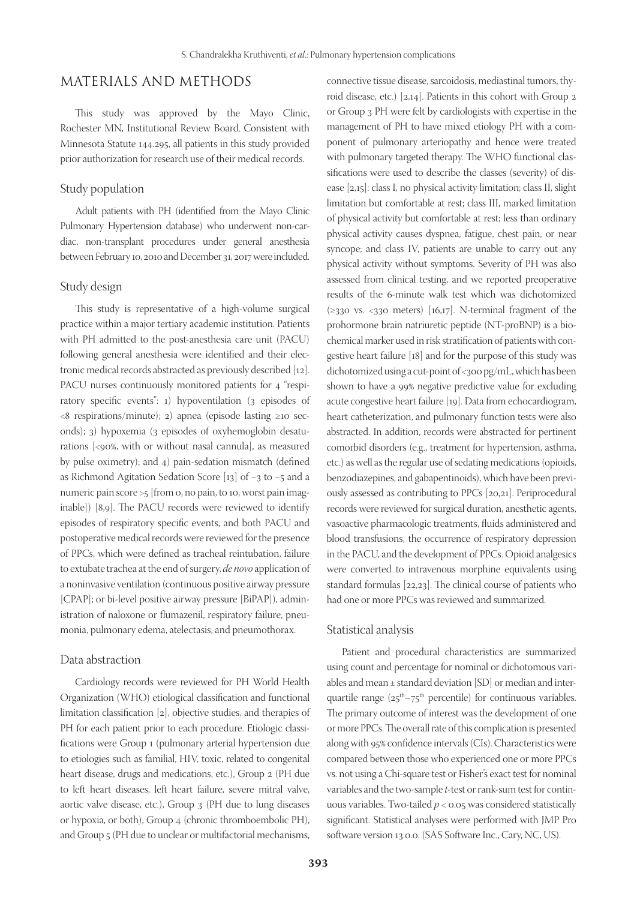## MATERIALS AND METHODS

This study was approved by the Mayo Clinic, Rochester MN, Institutional Review Board. Consistent with Minnesota Statute 144.295, all patients in this study provided prior authorization for research use of their medical records.

### Study population

Adult patients with PH (identified from the Mayo Clinic Pulmonary Hypertension database) who underwent non-cardiac, non-transplant procedures under general anesthesia between February 10, 2010 and December 31, 2017 were included.

### Study design

This study is representative of a high-volume surgical practice within a major tertiary academic institution. Patients with PH admitted to the post-anesthesia care unit (PACU) following general anesthesia were identified and their electronic medical records abstracted as previously described [12]. PACU nurses continuously monitored patients for 4 "respiratory specific events": 1) hypoventilation (3 episodes of <8 respirations/minute); 2) apnea (episode lasting ≥10 seconds); 3) hypoxemia (3 episodes of oxyhemoglobin desaturations [<90%, with or without nasal cannula], as measured by pulse oximetry); and 4) pain-sedation mismatch (defined as Richmond Agitation Sedation Score [13] of −3 to −5 and a numeric pain score >5 [from 0, no pain, to 10, worst pain imaginable]) [8,9]. The PACU records were reviewed to identify episodes of respiratory specific events, and both PACU and postoperative medical records were reviewed for the presence of PPCs, which were defined as tracheal reintubation, failure to extubate trachea at the end of surgery, *de novo* application of a noninvasive ventilation (continuous positive airway pressure [CPAP]; or bi-level positive airway pressure [BiPAP]), administration of naloxone or flumazenil, respiratory failure, pneumonia, pulmonary edema, atelectasis, and pneumothorax.

### Data abstraction

Cardiology records were reviewed for PH World Health Organization (WHO) etiological classification and functional limitation classification [2], objective studies, and therapies of PH for each patient prior to each procedure. Etiologic classifications were Group 1 (pulmonary arterial hypertension due to etiologies such as familial, HIV, toxic, related to congenital heart disease, drugs and medications, etc.), Group 2 (PH due to left heart diseases, left heart failure, severe mitral valve, aortic valve disease, etc.), Group 3 (PH due to lung diseases or hypoxia, or both), Group 4 (chronic thromboembolic PH), and Group 5 (PH due to unclear or multifactorial mechanisms, connective tissue disease, sarcoidosis, mediastinal tumors, thyroid disease, etc.) [2,14]. Patients in this cohort with Group 2 or Group 3 PH were felt by cardiologists with expertise in the management of PH to have mixed etiology PH with a component of pulmonary arteriopathy and hence were treated with pulmonary targeted therapy. The WHO functional classifications were used to describe the classes (severity) of disease [2,15]: class I, no physical activity limitation; class II, slight limitation but comfortable at rest; class III, marked limitation of physical activity but comfortable at rest; less than ordinary physical activity causes dyspnea, fatigue, chest pain, or near syncope; and class IV, patients are unable to carry out any physical activity without symptoms. Severity of PH was also assessed from clinical testing, and we reported preoperative results of the 6-minute walk test which was dichotomized (≥330 vs. <330 meters) [16,17]. N-terminal fragment of the prohormone brain natriuretic peptide (NT-proBNP) is a biochemical marker used in risk stratification of patients with congestive heart failure [18] and for the purpose of this study was dichotomized using a cut-point of <300 pg/mL, which has been shown to have a 99% negative predictive value for excluding acute congestive heart failure [19]. Data from echocardiogram, heart catheterization, and pulmonary function tests were also abstracted. In addition, records were abstracted for pertinent comorbid disorders (e.g., treatment for hypertension, asthma, etc.) as well as the regular use of sedating medications (opioids, benzodiazepines, and gabapentinoids), which have been previously assessed as contributing to PPCs [20,21]. Periprocedural records were reviewed for surgical duration, anesthetic agents, vasoactive pharmacologic treatments, fluids administered and blood transfusions, the occurrence of respiratory depression in the PACU, and the development of PPCs. Opioid analgesics were converted to intravenous morphine equivalents using standard formulas [22,23]. The clinical course of patients who had one or more PPCs was reviewed and summarized.

### Statistical analysis

Patient and procedural characteristics are summarized using count and percentage for nominal or dichotomous variables and mean ± standard deviation [SD] or median and interquartile range ($25^{th}$–$75^{th}$ percentile) for continuous variables. The primary outcome of interest was the development of one or more PPCs. The overall rate of this complication is presented along with 95% confidence intervals (CIs). Characteristics were compared between those who experienced one or more PPCs vs. not using a Chi-square test or Fisher's exact test for nominal variables and the two-sample *t*-test or rank-sum test for continuous variables. Two-tailed $p < 0.05$ was considered statistically significant. Statistical analyses were performed with JMP Pro software version 13.0.0. (SAS Software Inc., Cary, NC, US).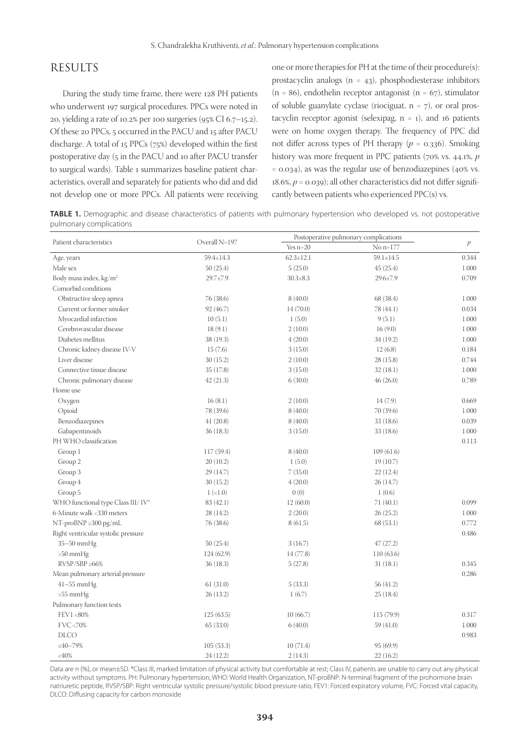## RESULTS

During the study time frame, there were 128 PH patients who underwent 197 surgical procedures. PPCs were noted in 20, yielding a rate of 10.2% per 100 surgeries (95% CI 6.7–15.2). Of these 20 PPCs, 5 occurred in the PACU and 15 after PACU discharge. A total of 15 PPCs (75%) developed within the first postoperative day (5 in the PACU and 10 after PACU transfer to surgical wards). Table 1 summarizes baseline patient characteristics, overall and separately for patients who did and did not develop one or more PPCs. All patients were receiving one or more therapies for PH at the time of their procedure(s): prostacyclin analogs (n = 43), phosphodiesterase inhibitors (n = 86), endothelin receptor antagonist (n = 67), stimulator of soluble guanylate cyclase (riociguat, n = 7), or oral prostacyclin receptor agonist (selexipag, n = 1), and 16 patients were on home oxygen therapy. The frequency of PPC did not differ across types of PH therapy ($p$ = 0.336). Smoking history was more frequent in PPC patients (70% vs. 44.1%, $p$ = 0.034), as was the regular use of benzodiazepines (40% vs. 18.6%, $p$ = 0.039); all other characteristics did not differ significantly between patients who experienced PPC(s) vs.

**TABLE 1.** Demographic and disease characteristics of patients with pulmonary hypertension who developed vs. not postoperative pulmonary complications

| Patient characteristics | Overall N=197 | Postoperative pulmonary complications | | $p$ |
|---|---|---|---|---|
| | | Yes n=20 | No n=177 | |
| Age, years | 59.4±14.3 | 62.3±12.1 | 59.1±14.5 | 0.344 |
| Male sex | 50 (25.4) | 5 (25.0) | 45 (25.4) | 1.000 |
| Body mass index, kg/m$^2$ | 29.7±7.9 | 30.3±8.3 | 29.6±7.9 | 0.709 |
| Comorbid conditions | | | | |
| Obstructive sleep apnea | 76 (38.6) | 8 (40.0) | 68 (38.4) | 1.000 |
| Current or former smoker | 92 (46.7) | 14 (70.0) | 78 (44.1) | 0.034 |
| Myocardial infarction | 10 (5.1) | 1 (5.0) | 9 (5.1) | 1.000 |
| Cerebrovascular disease | 18 (9.1) | 2 (10.0) | 16 (9.0) | 1.000 |
| Diabetes mellitus | 38 (19.3) | 4 (20.0) | 34 (19.2) | 1.000 |
| Chronic kidney disease IV-V | 15 (7.6) | 3 (15.0) | 12 (6.8) | 0.184 |
| Liver disease | 30 (15.2) | 2 (10.0) | 28 (15.8) | 0.744 |
| Connective tissue disease | 35 (17.8) | 3 (15.0) | 32 (18.1) | 1.000 |
| Chronic pulmonary disease | 42 (21.3) | 6 (30.0) | 46 (26.0) | 0.789 |
| Home use | | | | |
| Oxygen | 16 (8.1) | 2 (10.0) | 14 (7.9) | 0.669 |
| Opioid | 78 (39.6) | 8 (40.0) | 70 (39.6) | 1.000 |
| Benzodiazepines | 41 (20.8) | 8 (40.0) | 33 (18.6) | 0.039 |
| Gabapentinoids | 36 (18.3) | 3 (15.0) | 33 (18.6) | 1.000 |
| PH WHO classification | | | | 0.113 |
| Group 1 | 117 (59.4) | 8 (40.0) | 109 (61.6) | |
| Group 2 | 20 (10.2) | 1 (5.0) | 19 (10.7) | |
| Group 3 | 29 (14.7) | 7 (35.0) | 22 (12.4) | |
| Group 4 | 30 (15.2) | 4 (20.0) | 26 (14.7) | |
| Group 5 | 1 (<1.0) | 0 (0) | 1 (0.6) | |
| WHO functional type Class III/ IV* | 83 (42.1) | 12 (60.0) | 71 (40.1) | 0.099 |
| 6-Minute walk <330 meters | 28 (14.2) | 2 (20.0) | 26 (25.2) | 1.000 |
| NT-proBNP ≥300 pg/mL | 76 (38.6) | 8 (61.5) | 68 (53.1) | 0.772 |
| Right ventricular systolic pressure | | | | 0.486 |
| 35–50 mmHg | 50 (25.4) | 3 (16.7) | 47 (27.2) | |
| >50 mmHg | 124 (62.9) | 14 (77.8) | 110 (63.6) | |
| RVSP/SBP ≥66% | 36 (18.3) | 5 (27.8) | 31 (18.1) | 0.345 |
| Mean pulmonary arterial pressure | | | | 0.286 |
| 41–55 mmHg | 61 (31.0) | 5 (33.3) | 56 (41.2) | |
| >55 mmHg | 26 (13.2) | 1 (6.7) | 25 (18.4) | |
| Pulmonary function tests | | | | |
| FEV1 <80% | 125 (63.5) | 10 (66.7) | 115 (79.9) | 0.317 |
| FVC <70% | 65 (33.0) | 6 (40.0) | 59 (41.0) | 1.000 |
| DLCO | | | | 0.983 |
| ≤40–79% | 105 (53.3) | 10 (71.4) | 95 (69.9) | |
| <40% | 24 (12.2) | 2 (14.3) | 22 (16.2) | |

Data are n (%), or mean±SD. *Class III, marked limitation of physical activity but comfortable at rest; Class IV, patients are unable to carry out any physical activity without symptoms. PH: Pulmonary hypertension, WHO: World Health Organization, NT-proBNP: N-terminal fragment of the prohormone brain natriuretic peptide, RVSP/SBP: Right ventricular systolic pressure/systolic blood pressure ratio, FEV1: Forced expiratory volume, FVC: Forced vital capacity, DLCO: Diffusing capacity for carbon monoxide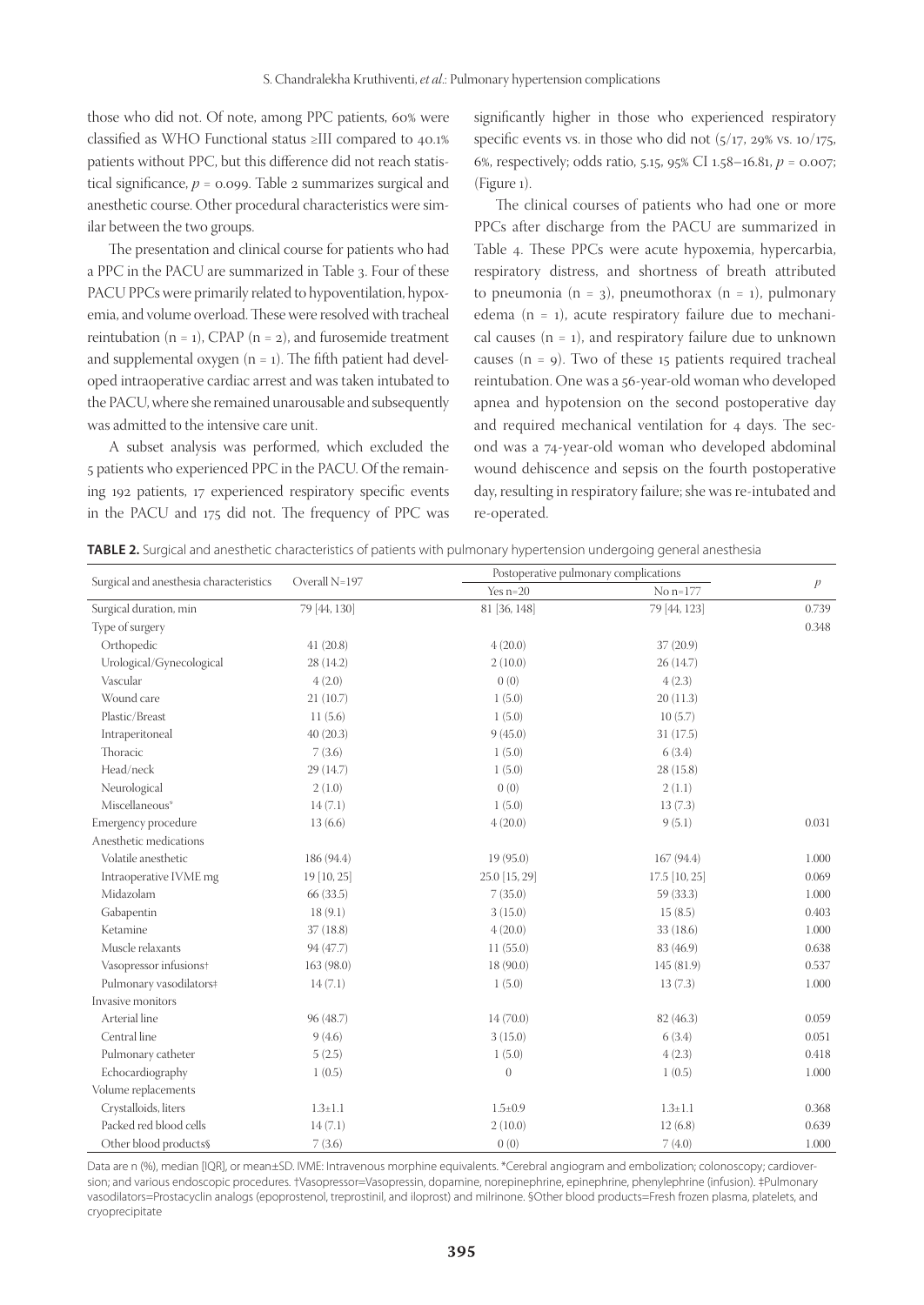those who did not. Of note, among PPC patients, 60% were classified as WHO Functional status ≥III compared to 40.1% patients without PPC, but this difference did not reach statistical significance, $p = 0.099$. Table 2 summarizes surgical and anesthetic course. Other procedural characteristics were similar between the two groups.

The presentation and clinical course for patients who had a PPC in the PACU are summarized in Table 3. Four of these PACU PPCs were primarily related to hypoventilation, hypoxemia, and volume overload. These were resolved with tracheal reintubation (n = 1), CPAP (n = 2), and furosemide treatment and supplemental oxygen (n = 1). The fifth patient had developed intraoperative cardiac arrest and was taken intubated to the PACU, where she remained unarousable and subsequently was admitted to the intensive care unit.

A subset analysis was performed, which excluded the 5 patients who experienced PPC in the PACU. Of the remaining 192 patients, 17 experienced respiratory specific events in the PACU and 175 did not. The frequency of PPC was significantly higher in those who experienced respiratory specific events vs. in those who did not (5/17, 29% vs. 10/175, 6%, respectively; odds ratio, 5.15, 95% CI 1.58–16.81, $p = 0.007$; (Figure 1).

The clinical courses of patients who had one or more PPCs after discharge from the PACU are summarized in Table 4. These PPCs were acute hypoxemia, hypercarbia, respiratory distress, and shortness of breath attributed to pneumonia (n = 3), pneumothorax (n = 1), pulmonary edema (n = 1), acute respiratory failure due to mechanical causes (n = 1), and respiratory failure due to unknown causes (n = 9). Two of these 15 patients required tracheal reintubation. One was a 56-year-old woman who developed apnea and hypotension on the second postoperative day and required mechanical ventilation for 4 days. The second was a 74-year-old woman who developed abdominal wound dehiscence and sepsis on the fourth postoperative day, resulting in respiratory failure; she was re-intubated and re-operated.

**TABLE 2.** Surgical and anesthetic characteristics of patients with pulmonary hypertension undergoing general anesthesia

| Surgical and anesthesia characteristics | Overall N=197 | Postoperative pulmonary complications | | $p$ |
|---|---|---|---|---|
| | | Yes n=20 | No n=177 | |
| Surgical duration, min | 79 [44, 130] | 81 [36, 148] | 79 [44, 123] | 0.739 |
| Type of surgery | | | | 0.348 |
| Orthopedic | 41 (20.8) | 4 (20.0) | 37 (20.9) | |
| Urological/Gynecological | 28 (14.2) | 2 (10.0) | 26 (14.7) | |
| Vascular | 4 (2.0) | 0 (0) | 4 (2.3) | |
| Wound care | 21 (10.7) | 1 (5.0) | 20 (11.3) | |
| Plastic/Breast | 11 (5.6) | 1 (5.0) | 10 (5.7) | |
| Intraperitoneal | 40 (20.3) | 9 (45.0) | 31 (17.5) | |
| Thoracic | 7 (3.6) | 1 (5.0) | 6 (3.4) | |
| Head/neck | 29 (14.7) | 1 (5.0) | 28 (15.8) | |
| Neurological | 2 (1.0) | 0 (0) | 2 (1.1) | |
| Miscellaneous* | 14 (7.1) | 1 (5.0) | 13 (7.3) | |
| Emergency procedure | 13 (6.6) | 4 (20.0) | 9 (5.1) | 0.031 |
| Anesthetic medications | | | | |
| Volatile anesthetic | 186 (94.4) | 19 (95.0) | 167 (94.4) | 1.000 |
| Intraoperative IVME mg | 19 [10, 25] | 25.0 [15, 29] | 17.5 [10, 25] | 0.069 |
| Midazolam | 66 (33.5) | 7 (35.0) | 59 (33.3) | 1.000 |
| Gabapentin | 18 (9.1) | 3 (15.0) | 15 (8.5) | 0.403 |
| Ketamine | 37 (18.8) | 4 (20.0) | 33 (18.6) | 1.000 |
| Muscle relaxants | 94 (47.7) | 11 (55.0) | 83 (46.9) | 0.638 |
| Vasopressor infusions† | 163 (98.0) | 18 (90.0) | 145 (81.9) | 0.537 |
| Pulmonary vasodilators‡ | 14 (7.1) | 1 (5.0) | 13 (7.3) | 1.000 |
| Invasive monitors | | | | |
| Arterial line | 96 (48.7) | 14 (70.0) | 82 (46.3) | 0.059 |
| Central line | 9 (4.6) | 3 (15.0) | 6 (3.4) | 0.051 |
| Pulmonary catheter | 5 (2.5) | 1 (5.0) | 4 (2.3) | 0.418 |
| Echocardiography | 1 (0.5) | 0 | 1 (0.5) | 1.000 |
| Volume replacements | | | | |
| Crystalloids, liters | 1.3±1.1 | 1.5±0.9 | 1.3±1.1 | 0.368 |
| Packed red blood cells | 14 (7.1) | 2 (10.0) | 12 (6.8) | 0.639 |
| Other blood products§ | 7 (3.6) | 0 (0) | 7 (4.0) | 1.000 |

Data are n (%), median [IQR], or mean±SD. IVME: Intravenous morphine equivalents. *Cerebral angiogram and embolization; colonoscopy; cardioversion; and various endoscopic procedures. †Vasopressor=Vasopressin, dopamine, norepinephrine, epinephrine, phenylephrine (infusion). ‡Pulmonary vasodilators=Prostacyclin analogs (epoprostenol, treprostinil, and iloprost) and milrinone. §Other blood products=Fresh frozen plasma, platelets, and cryoprecipitate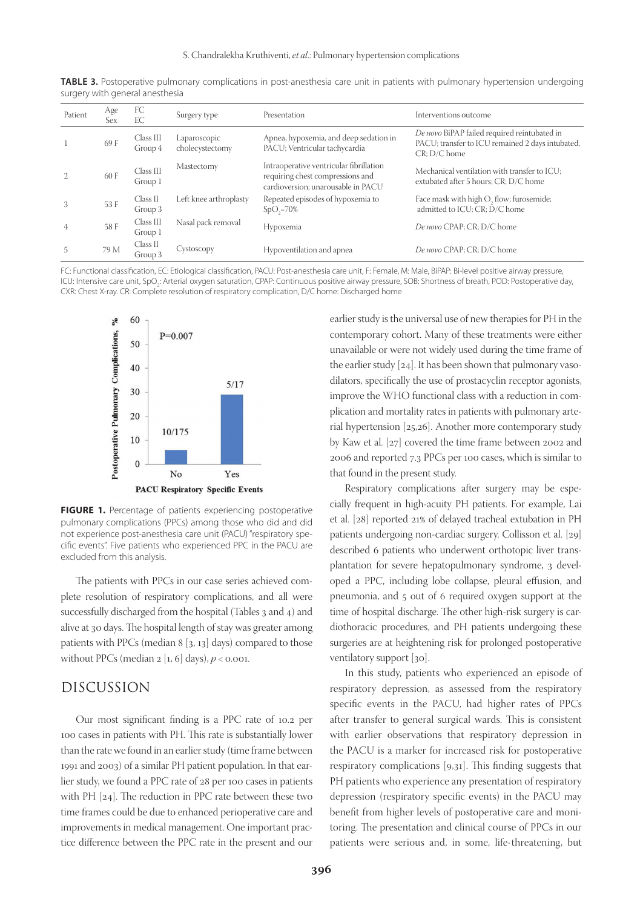**TABLE 3.** Postoperative pulmonary complications in post-anesthesia care unit in patients with pulmonary hypertension undergoing surgery with general anesthesia

| Patient | Age Sex | FC EC | Surgery type | Presentation | Interventions outcome |
|---|---|---|---|---|---|
| 1 | 69 F | Class III Group 4 | Laparoscopic cholecystectomy | Apnea, hypoxemia, and deep sedation in PACU; Ventricular tachycardia | *De novo* BiPAP failed required reintubated in PACU; transfer to ICU remained 2 days intubated, CR; D/C home |
| 2 | 60 F | Class III Group 1 | Mastectomy | Intraoperative ventricular fibrillation requiring chest compressions and cardioversion; unarousable in PACU | Mechanical ventilation with transfer to ICU; extubated after 5 hours; CR; D/C home |
| 3 | 53 F | Class II Group 3 | Left knee arthroplasty | Repeated episodes of hypoxemia to $SpO_2$=70% | Face mask with high $O_2$ flow; furosemide; admitted to ICU; CR; D/C home |
| 4 | 58 F | Class III Group 1 | Nasal pack removal | Hypoxemia | *De novo* CPAP; CR; D/C home |
| 5 | 79 M | Class II Group 3 | Cystoscopy | Hypoventilation and apnea | *De novo* CPAP; CR; D/C home |

FC: Functional classification, EC: Etiological classification, PACU: Post-anesthesia care unit, F: Female, M: Male, BiPAP: Bi-level positive airway pressure, ICU: Intensive care unit, $SpO_2$: Arterial oxygen saturation, CPAP: Continuous positive airway pressure, SOB: Shortness of breath, POD: Postoperative day, CXR: Chest X-ray. CR: Complete resolution of respiratory complication, D/C home: Discharged home

**FIGURE 1.** Percentage of patients experiencing postoperative pulmonary complications (PPCs) among those who did and did not experience post-anesthesia care unit (PACU) "respiratory specific events". Five patients who experienced PPC in the PACU are excluded from this analysis.

The patients with PPCs in our case series achieved complete resolution of respiratory complications, and all were successfully discharged from the hospital (Tables 3 and 4) and alive at 30 days. The hospital length of stay was greater among patients with PPCs (median 8 [3, 13] days) compared to those without PPCs (median 2 [1, 6] days), $p < 0.001$.

## DISCUSSION

Our most significant finding is a PPC rate of 10.2 per 100 cases in patients with PH. This rate is substantially lower than the rate we found in an earlier study (time frame between 1991 and 2003) of a similar PH patient population. In that earlier study, we found a PPC rate of 28 per 100 cases in patients with PH [24]. The reduction in PPC rate between these two time frames could be due to enhanced perioperative care and improvements in medical management. One important practice difference between the PPC rate in the present and our earlier study is the universal use of new therapies for PH in the contemporary cohort. Many of these treatments were either unavailable or were not widely used during the time frame of the earlier study [24]. It has been shown that pulmonary vasodilators, specifically the use of prostacyclin receptor agonists, improve the WHO functional class with a reduction in complication and mortality rates in patients with pulmonary arterial hypertension [25,26]. Another more contemporary study by Kaw et al. [27] covered the time frame between 2002 and 2006 and reported 7.3 PPCs per 100 cases, which is similar to that found in the present study.

Respiratory complications after surgery may be especially frequent in high-acuity PH patients. For example, Lai et al. [28] reported 21% of delayed tracheal extubation in PH patients undergoing non-cardiac surgery. Collisson et al. [29] described 6 patients who underwent orthotopic liver transplantation for severe hepatopulmonary syndrome, 3 developed a PPC, including lobe collapse, pleural effusion, and pneumonia, and 5 out of 6 required oxygen support at the time of hospital discharge. The other high-risk surgery is cardiothoracic procedures, and PH patients undergoing these surgeries are at heightening risk for prolonged postoperative ventilatory support [30].

In this study, patients who experienced an episode of respiratory depression, as assessed from the respiratory specific events in the PACU, had higher rates of PPCs after transfer to general surgical wards. This is consistent with earlier observations that respiratory depression in the PACU is a marker for increased risk for postoperative respiratory complications [9,31]. This finding suggests that PH patients who experience any presentation of respiratory depression (respiratory specific events) in the PACU may benefit from higher levels of postoperative care and monitoring. The presentation and clinical course of PPCs in our patients were serious and, in some, life-threatening, but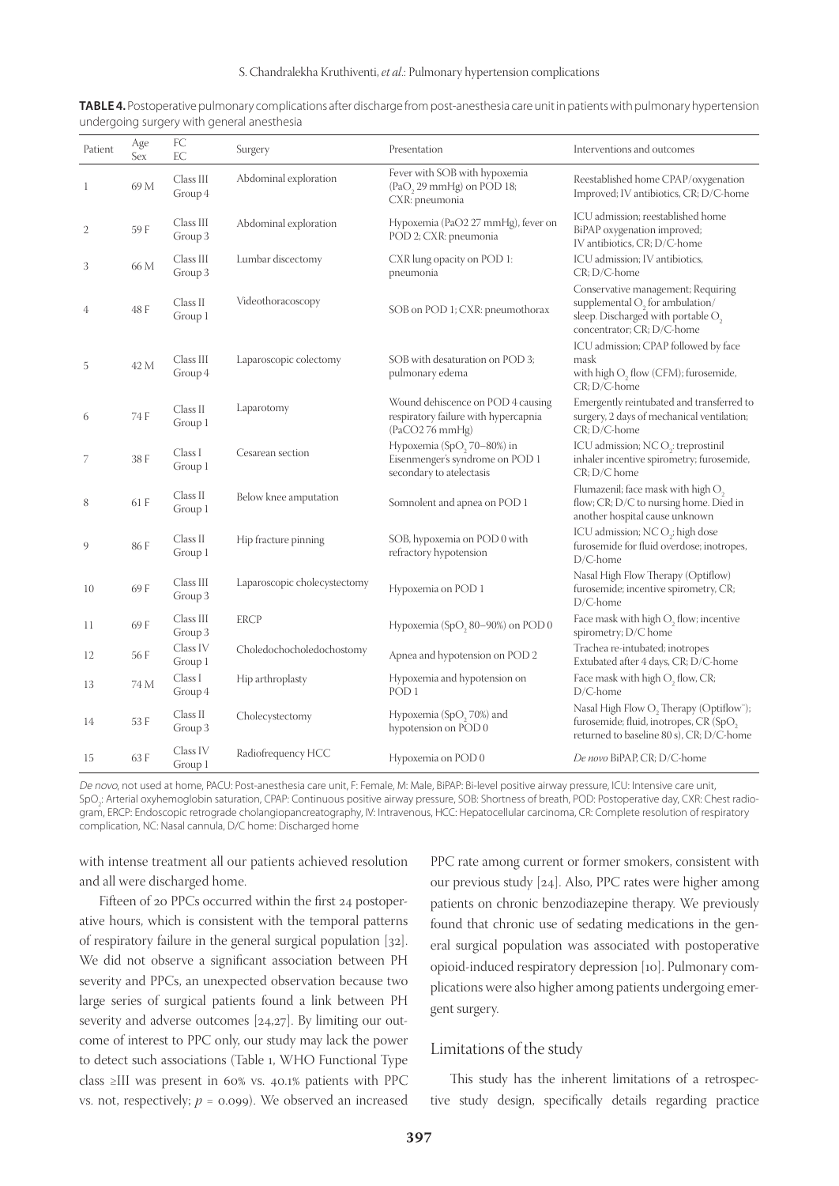**TABLE 4.** Postoperative pulmonary complications after discharge from post-anesthesia care unit in patients with pulmonary hypertension undergoing surgery with general anesthesia

| Patient | Age Sex | FC EC | Surgery | Presentation | Interventions and outcomes |
|---|---|---|---|---|---|
| 1 | 69 M | Class III Group 4 | Abdominal exploration | Fever with SOB with hypoxemia ($PaO_2$ 29 mmHg) on POD 18; CXR: pneumonia | Reestablished home CPAP/oxygenation Improved; IV antibiotics, CR; D/C-home |
| 2 | 59 F | Class III Group 3 | Abdominal exploration | Hypoxemia (PaO2 27 mmHg), fever on POD 2; CXR: pneumonia | ICU admission; reestablished home BiPAP oxygenation improved; IV antibiotics, CR; D/C-home |
| 3 | 66 M | Class III Group 3 | Lumbar discectomy | CXR lung opacity on POD 1: pneumonia | ICU admission; IV antibiotics, CR; D/C-home |
| 4 | 48 F | Class II Group 1 | Videothoracoscopy | SOB on POD 1; CXR: pneumothorax | Conservative management; Requiring supplemental $O_2$ for ambulation/sleep. Discharged with portable $O_2$ concentrator; CR; D/C-home |
| 5 | 42 M | Class III Group 4 | Laparoscopic colectomy | SOB with desaturation on POD 3; pulmonary edema | ICU admission; CPAP followed by face mask with high $O_2$ flow (CFM); furosemide, CR; D/C-home |
| 6 | 74 F | Class II Group 1 | Laparotomy | Wound dehiscence on POD 4 causing respiratory failure with hypercapnia ($PaCO_2$ 76 mmHg) | Emergently reintubated and transferred to surgery, 2 days of mechanical ventilation; CR; D/C-home |
| 7 | 38 F | Class I Group 1 | Cesarean section | Hypoxemia ($SpO_2$ 70–80%) in Eisenmenger's syndrome on POD 1 secondary to atelectasis | ICU admission; NC $O_2$; treprostinil inhaler incentive spirometry; furosemide, CR; D/C home |
| 8 | 61 F | Class II Group 1 | Below knee amputation | Somnolent and apnea on POD 1 | Flumazenil; face mask with high $O_2$ flow; CR; D/C to nursing home. Died in another hospital cause unknown |
| 9 | 86 F | Class II Group 1 | Hip fracture pinning | SOB, hypoxemia on POD 0 with refractory hypotension | ICU admission; NC $O_2$; high dose furosemide for fluid overdose; inotropes, D/C-home |
| 10 | 69 F | Class III Group 3 | Laparoscopic cholecystectomy | Hypoxemia on POD 1 | Nasal High Flow Therapy (Optiflow) furosemide; incentive spirometry, CR; D/C-home |
| 11 | 69 F | Class III Group 3 | ERCP | Hypoxemia ($SpO_2$ 80–90%) on POD 0 | Face mask with high $O_2$ flow; incentive spirometry; D/C home |
| 12 | 56 F | Class IV Group 1 | Choledochocholedochostomy | Apnea and hypotension on POD 2 | Trachea re-intubated; inotropes Extubated after 4 days, CR; D/C-home |
| 13 | 74 M | Class I Group 4 | Hip arthroplasty | Hypoxemia and hypotension on POD 1 | Face mask with high $O_2$ flow, CR; D/C-home |
| 14 | 53 F | Class II Group 3 | Cholecystectomy | Hypoxemia ($SpO_2$ 70%) and hypotension on POD 0 | Nasal High Flow $O_2$ Therapy (Optiflow®); furosemide; fluid, inotropes, CR ($SpO_2$ returned to baseline 80 s), CR; D/C-home |
| 15 | 63 F | Class IV Group 1 | Radiofrequency HCC | Hypoxemia on POD 0 | *De novo* BiPAP, CR; D/C-home |

*De novo*, not used at home, PACU: Post-anesthesia care unit, F: Female, M: Male, BiPAP: Bi-level positive airway pressure, ICU: Intensive care unit, $SpO_2$: Arterial oxyhemoglobin saturation, CPAP: Continuous positive airway pressure, SOB: Shortness of breath, POD: Postoperative day, CXR: Chest radiogram, ERCP: Endoscopic retrograde cholangiopancreatography, IV: Intravenous, HCC: Hepatocellular carcinoma, CR: Complete resolution of respiratory complication, NC: Nasal cannula, D/C home: Discharged home

with intense treatment all our patients achieved resolution and all were discharged home.

Fifteen of 20 PPCs occurred within the first 24 postoperative hours, which is consistent with the temporal patterns of respiratory failure in the general surgical population [32]. We did not observe a significant association between PH severity and PPCs, an unexpected observation because two large series of surgical patients found a link between PH severity and adverse outcomes [24,27]. By limiting our outcome of interest to PPC only, our study may lack the power to detect such associations (Table 1, WHO Functional Type class ≥III was present in 60% vs. 40.1% patients with PPC vs. not, respectively; $p = 0.099$). We observed an increased PPC rate among current or former smokers, consistent with our previous study [24]. Also, PPC rates were higher among patients on chronic benzodiazepine therapy. We previously found that chronic use of sedating medications in the general surgical population was associated with postoperative opioid-induced respiratory depression [10]. Pulmonary complications were also higher among patients undergoing emergent surgery.

## Limitations of the study

This study has the inherent limitations of a retrospective study design, specifically details regarding practice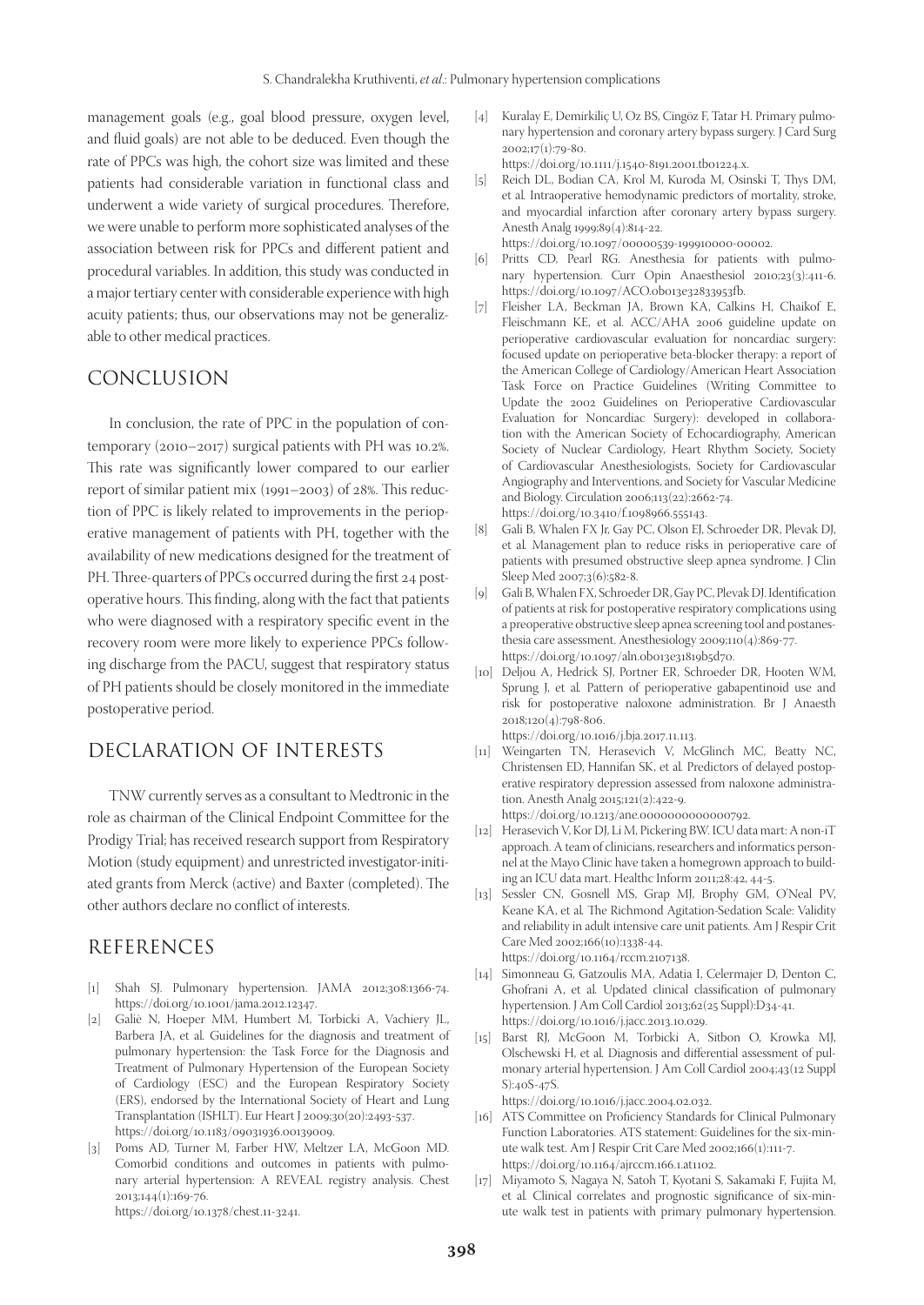management goals (e.g., goal blood pressure, oxygen level, and fluid goals) are not able to be deduced. Even though the rate of PPCs was high, the cohort size was limited and these patients had considerable variation in functional class and underwent a wide variety of surgical procedures. Therefore, we were unable to perform more sophisticated analyses of the association between risk for PPCs and different patient and procedural variables. In addition, this study was conducted in a major tertiary center with considerable experience with high acuity patients; thus, our observations may not be generalizable to other medical practices.

## CONCLUSION

In conclusion, the rate of PPC in the population of contemporary (2010–2017) surgical patients with PH was 10.2%. This rate was significantly lower compared to our earlier report of similar patient mix (1991–2003) of 28%. This reduction of PPC is likely related to improvements in the perioperative management of patients with PH, together with the availability of new medications designed for the treatment of PH. Three-quarters of PPCs occurred during the first 24 postoperative hours. This finding, along with the fact that patients who were diagnosed with a respiratory specific event in the recovery room were more likely to experience PPCs following discharge from the PACU, suggest that respiratory status of PH patients should be closely monitored in the immediate postoperative period.

## DECLARATION OF INTERESTS

TNW currently serves as a consultant to Medtronic in the role as chairman of the Clinical Endpoint Committee for the Prodigy Trial; has received research support from Respiratory Motion (study equipment) and unrestricted investigator-initiated grants from Merck (active) and Baxter (completed). The other authors declare no conflict of interests.

## REFERENCES

[1] Shah SJ. Pulmonary hypertension. JAMA 2012;308:1366-74. https://doi.org/10.1001/jama.2012.12347.

[2] Galiè N, Hoeper MM, Humbert M, Torbicki A, Vachiery JL, Barbera JA, et al. Guidelines for the diagnosis and treatment of pulmonary hypertension: the Task Force for the Diagnosis and Treatment of Pulmonary Hypertension of the European Society of Cardiology (ESC) and the European Respiratory Society (ERS), endorsed by the International Society of Heart and Lung Transplantation (ISHLT). Eur Heart J 2009;30(20):2493-537. https://doi.org/10.1183/09031936.00139009.

[3] Poms AD, Turner M, Farber HW, Meltzer LA, McGoon MD. Comorbid conditions and outcomes in patients with pulmonary arterial hypertension: A REVEAL registry analysis. Chest 2013;144(1):169-76. https://doi.org/10.1378/chest.11-3241.

[4] Kuralay E, Demirkiliç U, Oz BS, Cingöz F, Tatar H. Primary pulmonary hypertension and coronary artery bypass surgery. J Card Surg 2002;17(1):79-80. https://doi.org/10.1111/j.1540-8191.2001.tb01224.x.

[5] Reich DL, Bodian CA, Krol M, Kuroda M, Osinski T, Thys DM, et al. Intraoperative hemodynamic predictors of mortality, stroke, and myocardial infarction after coronary artery bypass surgery. Anesth Analg 1999;89(4):814-22. https://doi.org/10.1097/00000539-199910000-00002.

[6] Pritts CD, Pearl RG. Anesthesia for patients with pulmonary hypertension. Curr Opin Anaesthesiol 2010;23(3):411-6. https://doi.org/10.1097/ACO.0b013e32833953fb.

[7] Fleisher LA, Beckman JA, Brown KA, Calkins H, Chaikof E, Fleischmann KE, et al. ACC/AHA 2006 guideline update on perioperative cardiovascular evaluation for noncardiac surgery: focused update on perioperative beta-blocker therapy: a report of the American College of Cardiology/American Heart Association Task Force on Practice Guidelines (Writing Committee to Update the 2002 Guidelines on Perioperative Cardiovascular Evaluation for Noncardiac Surgery): developed in collaboration with the American Society of Echocardiography, American Society of Nuclear Cardiology, Heart Rhythm Society, Society of Cardiovascular Anesthesiologists, Society for Cardiovascular Angiography and Interventions, and Society for Vascular Medicine and Biology. Circulation 2006;113(22):2662-74. https://doi.org/10.3410/f.1098966.555143.

[8] Gali B, Whalen FX Jr, Gay PC, Olson EJ, Schroeder DR, Plevak DJ, et al. Management plan to reduce risks in perioperative care of patients with presumed obstructive sleep apnea syndrome. J Clin Sleep Med 2007;3(6):582-8.

[9] Gali B, Whalen FX, Schroeder DR, Gay PC, Plevak DJ. Identification of patients at risk for postoperative respiratory complications using a preoperative obstructive sleep apnea screening tool and postanesthesia care assessment. Anesthesiology 2009;110(4):869-77. https://doi.org/10.1097/aln.0b013e31819b5d70.

[10] Deljou A, Hedrick SJ, Portner ER, Schroeder DR, Hooten WM, Sprung J, et al. Pattern of perioperative gabapentinoid use and risk for postoperative naloxone administration. Br J Anaesth 2018;120(4):798-806. https://doi.org/10.1016/j.bja.2017.11.113.

[11] Weingarten TN, Herasevich V, McGlinch MC, Beatty NC, Christensen ED, Hannifan SK, et al. Predictors of delayed postoperative respiratory depression assessed from naloxone administration. Anesth Analg 2015;121(2):422-9. https://doi.org/10.1213/ane.0000000000000792.

[12] Herasevich V, Kor DJ, Li M, Pickering BW. ICU data mart: A non-iT approach. A team of clinicians, researchers and informatics personnel at the Mayo Clinic have taken a homegrown approach to building an ICU data mart. Healthc Inform 2011;28:42, 44-5.

[13] Sessler CN, Gosnell MS, Grap MJ, Brophy GM, O'Neal PV, Keane KA, et al. The Richmond Agitation-Sedation Scale: Validity and reliability in adult intensive care unit patients. Am J Respir Crit Care Med 2002;166(10):1338-44. https://doi.org/10.1164/rccm.2107138.

[14] Simonneau G, Gatzoulis MA, Adatia I, Celermajer D, Denton C, Ghofrani A, et al. Updated clinical classification of pulmonary hypertension. J Am Coll Cardiol 2013;62(25 Suppl):D34-41. https://doi.org/10.1016/j.jacc.2013.10.029.

[15] Barst RJ, McGoon M, Torbicki A, Sitbon O, Krowka MJ, Olschewski H, et al. Diagnosis and differential assessment of pulmonary arterial hypertension. J Am Coll Cardiol 2004;43(12 Suppl S):40S-47S. https://doi.org/10.1016/j.jacc.2004.02.032.

[16] ATS Committee on Proficiency Standards for Clinical Pulmonary Function Laboratories. ATS statement: Guidelines for the six-minute walk test. Am J Respir Crit Care Med 2002;166(1):111-7. https://doi.org/10.1164/ajrccm.166.1.at1102.

[17] Miyamoto S, Nagaya N, Satoh T, Kyotani S, Sakamaki F, Fujita M, et al. Clinical correlates and prognostic significance of six-minute walk test in patients with primary pulmonary hypertension.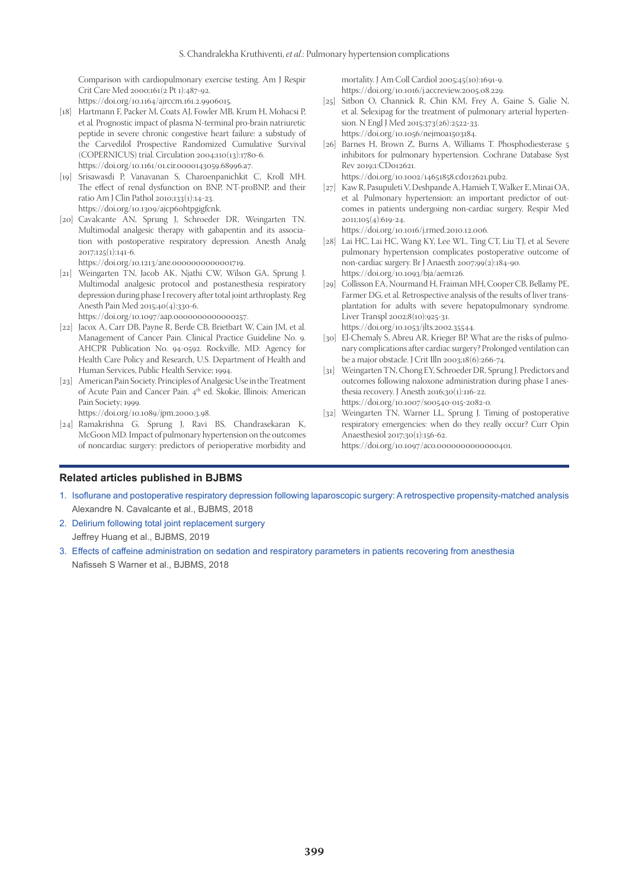Comparison with cardiopulmonary exercise testing. Am J Respir Crit Care Med 2000;161(2 Pt 1):487-92.
https://doi.org/10.1164/ajrccm.161.2.9906015.

[18] Hartmann F, Packer M, Coats AJ, Fowler MB, Krum H, Mohacsi P, et al. Prognostic impact of plasma N-terminal pro-brain natriuretic peptide in severe chronic congestive heart failure: a substudy of the Carvedilol Prospective Randomized Cumulative Survival (COPERNICUS) trial. Circulation 2004;110(13):1780-6.
https://doi.org/10.1161/01.cir.0000143059.68996.a7.

[19] Srisawasdi P, Vanavanan S, Charoenpanichkit C, Kroll MH. The effect of renal dysfunction on BNP, NT-proBNP, and their ratio Am J Clin Pathol 2010;133(1):14-23.
https://doi.org/10.1309/ajcp60htpgigfcnk.

[20] Cavalcante AN, Sprung J, Schroeder DR, Weingarten TN. Multimodal analgesic therapy with gabapentin and its association with postoperative respiratory depression. Anesth Analg 2017;125(1):141-6.
https://doi.org/10.1213/ane.0000000000001719.

[21] Weingarten TN, Jacob AK, Njathi CW, Wilson GA, Sprung J. Multimodal analgesic protocol and postanesthesia respiratory depression during phase I recovery after total joint arthroplasty. Reg Anesth Pain Med 2015;40(4):330-6.
https://doi.org/10.1097/aap.0000000000000257.

[22] Jacox A, Carr DB, Payne R, Berde CB, Brietbart W, Cain JM, et al. Management of Cancer Pain. Clinical Practice Guideline No. 9. AHCPR Publication No. 94-0592. Rockville, MD: Agency for Health Care Policy and Research, U.S. Department of Health and Human Services, Public Health Service; 1994.

[23] American Pain Society. Principles of Analgesic Use in the Treatment of Acute Pain and Cancer Pain. 4th ed. Skokie, Illinois: American Pain Society; 1999.
https://doi.org/10.1089/jpm.2000.3.98.

[24] Ramakrishna G, Sprung J, Ravi BS, Chandrasekaran K, McGoon MD. Impact of pulmonary hypertension on the outcomes of noncardiac surgery: predictors of perioperative morbidity and mortality. J Am Coll Cardiol 2005;45(10):1691-9.
https://doi.org/10.1016/j.accreview.2005.08.229.

[25] Sitbon O, Channick R, Chin KM, Frey A, Gaine S, Galie N, et al. Selexipag for the treatment of pulmonary arterial hypertension. N Engl J Med 2015;373(26):2522-33.
https://doi.org/10.1056/nejmoa1503184.

[26] Barnes H, Brown Z, Burns A, Williams T. Phosphodiesterase 5 inhibitors for pulmonary hypertension. Cochrane Database Syst Rev 2019;1:CD012621.
https://doi.org/10.1002/14651858.cd012621.pub2.

[27] Kaw R, Pasupuleti V, Deshpande A, Hamieh T, Walker E, Minai OA, et al. Pulmonary hypertension: an important predictor of outcomes in patients undergoing non-cardiac surgery. Respir Med 2011;105(4):619-24.
https://doi.org/10.1016/j.rmed.2010.12.006.

[28] Lai HC, Lai HC, Wang KY, Lee WL, Ting CT, Liu TJ, et al. Severe pulmonary hypertension complicates postoperative outcome of non-cardiac surgery. Br J Anaesth 2007;99(2):184-90.
https://doi.org/10.1093/bja/aem126.

[29] Collisson EA, Nourmand H, Fraiman MH, Cooper CB, Bellamy PE, Farmer DG, et al. Retrospective analysis of the results of liver transplantation for adults with severe hepatopulmonary syndrome. Liver Transpl 2002;8(10):925-31.
https://doi.org/10.1053/jlts.2002.35544.

[30] El-Chemaly S, Abreu AR, Krieger BP. What are the risks of pulmonary complications after cardiac surgery? Prolonged ventilation can be a major obstacle. J Crit Illn 2003;18(6):266-74.

[31] Weingarten TN, Chong EY, Schroeder DR, Sprung J. Predictors and outcomes following naloxone administration during phase I anesthesia recovery. J Anesth 2016;30(1):116-22.
https://doi.org/10.1007/s00540-015-2082-0.

[32] Weingarten TN, Warner LL, Sprung J. Timing of postoperative respiratory emergencies: when do they really occur? Curr Opin Anaesthesiol 2017;30(1):156-62.
https://doi.org/10.1097/aco.0000000000000401.

## Related articles published in BJBMS

1. Isoflurane and postoperative respiratory depression following laparoscopic surgery: A retrospective propensity-matched analysis
Alexandre N. Cavalcante et al., BJBMS, 2018
2. Delirium following total joint replacement surgery
Jeffrey Huang et al., BJBMS, 2019
3. Effects of caffeine administration on sedation and respiratory parameters in patients recovering from anesthesia
Nafisseh S Warner et al., BJBMS, 2018